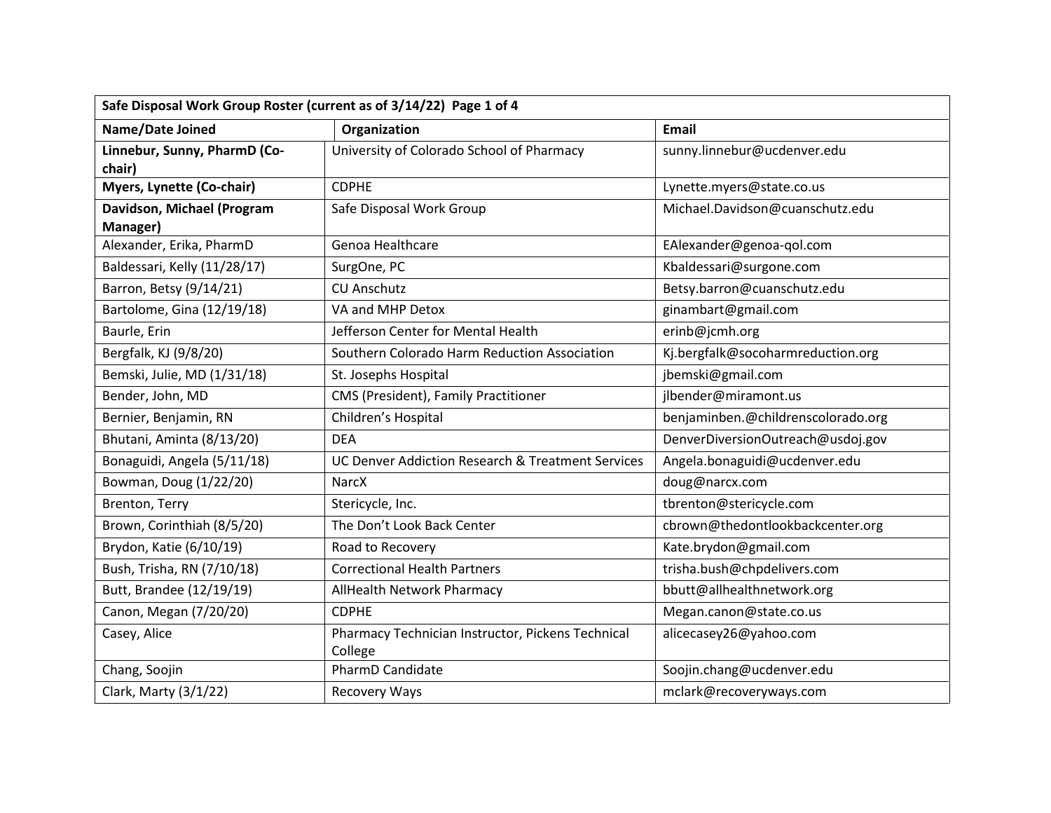| Safe Disposal Work Group Roster (current as of 3/14/22) Page 1 of 4 | | |
|---|---|---|
| **Name/Date Joined** | **Organization** | **Email** |
| **Linnebur, Sunny, PharmD (Co-chair)** | University of Colorado School of Pharmacy | sunny.linnebur@ucdenver.edu |
| **Myers, Lynette (Co-chair)** | CDPHE | Lynette.myers@state.co.us |
| **Davidson, Michael (Program Manager)** | Safe Disposal Work Group | Michael.Davidson@cuanschutz.edu |
| Alexander, Erika, PharmD | Genoa Healthcare | EAlexander@genoa-qol.com |
| Baldessari, Kelly (11/28/17) | SurgOne, PC | Kbaldessari@surgone.com |
| Barron, Betsy (9/14/21) | CU Anschutz | Betsy.barron@cuanschutz.edu |
| Bartolome, Gina (12/19/18) | VA and MHP Detox | ginambart@gmail.com |
| Baurle, Erin | Jefferson Center for Mental Health | erinb@jcmh.org |
| Bergfalk, KJ (9/8/20) | Southern Colorado Harm Reduction Association | Kj.bergfalk@socoharmreduction.org |
| Bemski, Julie, MD (1/31/18) | St. Josephs Hospital | jbemski@gmail.com |
| Bender, John, MD | CMS (President), Family Practitioner | jlbender@miramont.us |
| Bernier, Benjamin, RN | Children's Hospital | benjaminben.@childrenscolorado.org |
| Bhutani, Aminta (8/13/20) | DEA | DenverDiversionOutreach@usdoj.gov |
| Bonaguidi, Angela (5/11/18) | UC Denver Addiction Research & Treatment Services | Angela.bonaguidi@ucdenver.edu |
| Bowman, Doug (1/22/20) | NarcX | doug@narcx.com |
| Brenton, Terry | Stericycle, Inc. | tbrenton@stericycle.com |
| Brown, Corinthiah (8/5/20) | The Don't Look Back Center | cbrown@thedontlookbackcenter.org |
| Brydon, Katie (6/10/19) | Road to Recovery | Kate.brydon@gmail.com |
| Bush, Trisha, RN (7/10/18) | Correctional Health Partners | trisha.bush@chpdelivers.com |
| Butt, Brandee (12/19/19) | AllHealth Network Pharmacy | bbutt@allhealthnetwork.org |
| Canon, Megan (7/20/20) | CDPHE | Megan.canon@state.co.us |
| Casey, Alice | Pharmacy Technician Instructor, Pickens Technical College | alicecasey26@yahoo.com |
| Chang, Soojin | PharmD Candidate | Soojin.chang@ucdenver.edu |
| Clark, Marty (3/1/22) | Recovery Ways | mclark@recoveryways.com |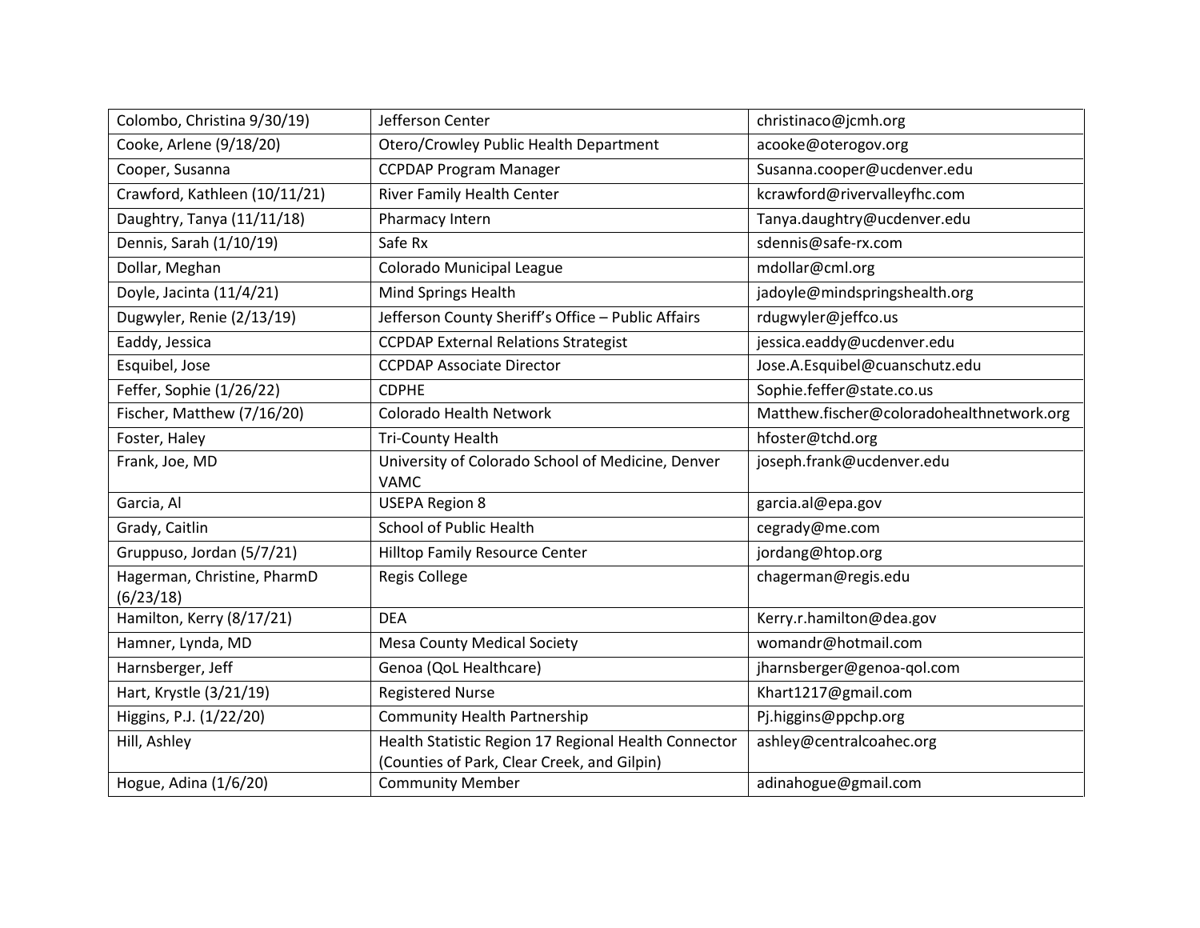| | | |
|---|---|---|
| Colombo, Christina 9/30/19) | Jefferson Center | christinaco@jcmh.org |
| Cooke, Arlene (9/18/20) | Otero/Crowley Public Health Department | acooke@oterogov.org |
| Cooper, Susanna | CCPDAP Program Manager | Susanna.cooper@ucdenver.edu |
| Crawford, Kathleen (10/11/21) | River Family Health Center | kcrawford@rivervalleyfhc.com |
| Daughtry, Tanya (11/11/18) | Pharmacy Intern | Tanya.daughtry@ucdenver.edu |
| Dennis, Sarah (1/10/19) | Safe Rx | sdennis@safe-rx.com |
| Dollar, Meghan | Colorado Municipal League | mdollar@cml.org |
| Doyle, Jacinta (11/4/21) | Mind Springs Health | jadoyle@mindspringshealth.org |
| Dugwyler, Renie (2/13/19) | Jefferson County Sheriff's Office – Public Affairs | rdugwyler@jeffco.us |
| Eaddy, Jessica | CCPDAP External Relations Strategist | jessica.eaddy@ucdenver.edu |
| Esquibel, Jose | CCPDAP Associate Director | Jose.A.Esquibel@cuanschutz.edu |
| Feffer, Sophie (1/26/22) | CDPHE | Sophie.feffer@state.co.us |
| Fischer, Matthew (7/16/20) | Colorado Health Network | Matthew.fischer@coloradohealthnetwork.org |
| Foster, Haley | Tri-County Health | hfoster@tchd.org |
| Frank, Joe, MD | University of Colorado School of Medicine, Denver VAMC | joseph.frank@ucdenver.edu |
| Garcia, Al | USEPA Region 8 | garcia.al@epa.gov |
| Grady, Caitlin | School of Public Health | cegrady@me.com |
| Gruppuso, Jordan (5/7/21) | Hilltop Family Resource Center | jordang@htop.org |
| Hagerman, Christine, PharmD (6/23/18) | Regis College | chagerman@regis.edu |
| Hamilton, Kerry (8/17/21) | DEA | Kerry.r.hamilton@dea.gov |
| Hamner, Lynda, MD | Mesa County Medical Society | womandr@hotmail.com |
| Harnsberger, Jeff | Genoa (QoL Healthcare) | jharnsberger@genoa-qol.com |
| Hart, Krystle (3/21/19) | Registered Nurse | Khart1217@gmail.com |
| Higgins, P.J. (1/22/20) | Community Health Partnership | Pj.higgins@ppchp.org |
| Hill, Ashley | Health Statistic Region 17 Regional Health Connector (Counties of Park, Clear Creek, and Gilpin) | ashley@centralcoahec.org |
| Hogue, Adina (1/6/20) | Community Member | adinahogue@gmail.com |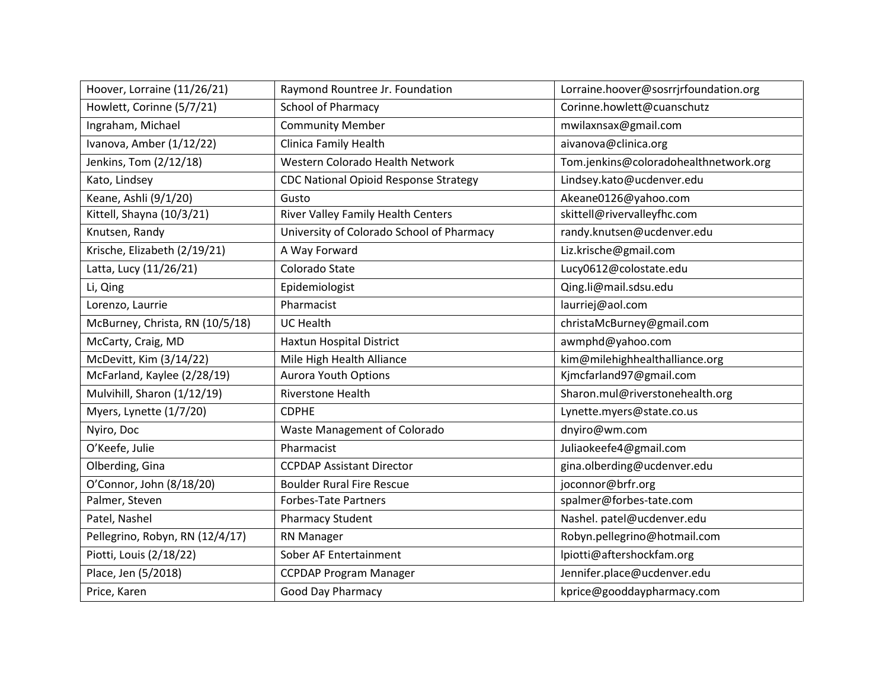| | | |
|---|---|---|
| Hoover, Lorraine (11/26/21) | Raymond Rountree Jr. Foundation | Lorraine.hoover@sosrrjrfoundation.org |
| Howlett, Corinne (5/7/21) | School of Pharmacy | Corinne.howlett@cuanschutz |
| Ingraham, Michael | Community Member | mwilaxnsax@gmail.com |
| Ivanova, Amber (1/12/22) | Clinica Family Health | aivanova@clinica.org |
| Jenkins, Tom (2/12/18) | Western Colorado Health Network | Tom.jenkins@coloradohealthnetwork.org |
| Kato, Lindsey | CDC National Opioid Response Strategy | Lindsey.kato@ucdenver.edu |
| Keane, Ashli (9/1/20) | Gusto | Akeane0126@yahoo.com |
| Kittell, Shayna (10/3/21) | River Valley Family Health Centers | skittell@rivervalleyfhc.com |
| Knutsen, Randy | University of Colorado School of Pharmacy | randy.knutsen@ucdenver.edu |
| Krische, Elizabeth (2/19/21) | A Way Forward | Liz.krische@gmail.com |
| Latta, Lucy (11/26/21) | Colorado State | Lucy0612@colostate.edu |
| Li, Qing | Epidemiologist | Qing.li@mail.sdsu.edu |
| Lorenzo, Laurrie | Pharmacist | laurriej@aol.com |
| McBurney, Christa, RN (10/5/18) | UC Health | christaMcBurney@gmail.com |
| McCarty, Craig, MD | Haxtun Hospital District | awmphd@yahoo.com |
| McDevitt, Kim (3/14/22) | Mile High Health Alliance | kim@milehighhealthalliance.org |
| McFarland, Kaylee (2/28/19) | Aurora Youth Options | Kjmcfarland97@gmail.com |
| Mulvihill, Sharon (1/12/19) | Riverstone Health | Sharon.mul@riverstonehealth.org |
| Myers, Lynette (1/7/20) | CDPHE | Lynette.myers@state.co.us |
| Nyiro, Doc | Waste Management of Colorado | dnyiro@wm.com |
| O'Keefe, Julie | Pharmacist | Juliaokeefe4@gmail.com |
| Olberding, Gina | CCPDAP Assistant Director | gina.olberding@ucdenver.edu |
| O'Connor, John (8/18/20) | Boulder Rural Fire Rescue | joconnor@brfr.org |
| Palmer, Steven | Forbes-Tate Partners | spalmer@forbes-tate.com |
| Patel, Nashel | Pharmacy Student | Nashel. patel@ucdenver.edu |
| Pellegrino, Robyn, RN (12/4/17) | RN Manager | Robyn.pellegrino@hotmail.com |
| Piotti, Louis (2/18/22) | Sober AF Entertainment | lpiotti@aftershockfam.org |
| Place, Jen (5/2018) | CCPDAP Program Manager | Jennifer.place@ucdenver.edu |
| Price, Karen | Good Day Pharmacy | kprice@gooddaypharmacy.com |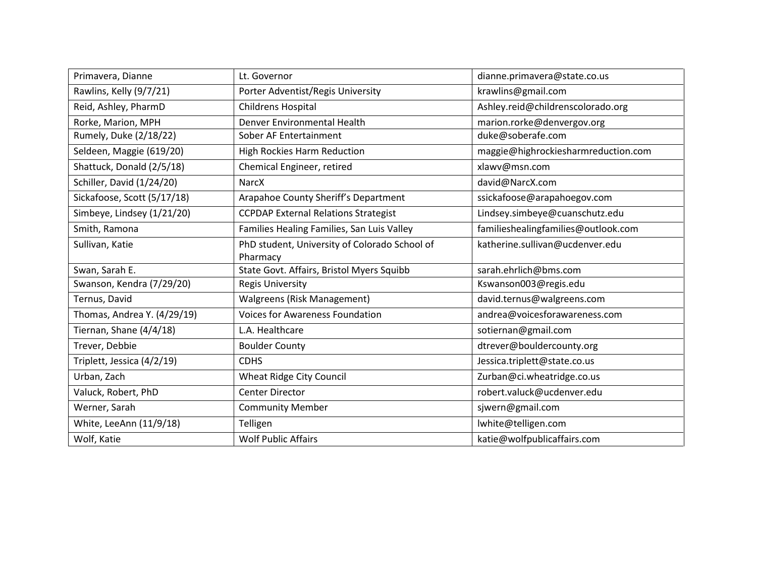| | | |
|---|---|---|
| Primavera, Dianne | Lt. Governor | dianne.primavera@state.co.us |
| Rawlins, Kelly (9/7/21) | Porter Adventist/Regis University | krawlins@gmail.com |
| Reid, Ashley, PharmD | Childrens Hospital | Ashley.reid@childrenscolorado.org |
| Rorke, Marion, MPH | Denver Environmental Health | marion.rorke@denvergov.org |
| Rumely, Duke (2/18/22) | Sober AF Entertainment | duke@soberafe.com |
| Seldeen, Maggie (619/20) | High Rockies Harm Reduction | maggie@highrockiesharmreduction.com |
| Shattuck, Donald (2/5/18) | Chemical Engineer, retired | xlawv@msn.com |
| Schiller, David (1/24/20) | NarcX | david@NarcX.com |
| Sickafoose, Scott (5/17/18) | Arapahoe County Sheriff's Department | ssickafoose@arapahoegov.com |
| Simbeye, Lindsey (1/21/20) | CCPDAP External Relations Strategist | Lindsey.simbeye@cuanschutz.edu |
| Smith, Ramona | Families Healing Families, San Luis Valley | familieshealingfamilies@outlook.com |
| Sullivan, Katie | PhD student, University of Colorado School of Pharmacy | katherine.sullivan@ucdenver.edu |
| Swan, Sarah E. | State Govt. Affairs, Bristol Myers Squibb | sarah.ehrlich@bms.com |
| Swanson, Kendra (7/29/20) | Regis University | Kswanson003@regis.edu |
| Ternus, David | Walgreens (Risk Management) | david.ternus@walgreens.com |
| Thomas, Andrea Y. (4/29/19) | Voices for Awareness Foundation | andrea@voicesforawareness.com |
| Tiernan, Shane (4/4/18) | L.A. Healthcare | sotiernan@gmail.com |
| Trever, Debbie | Boulder County | dtrever@bouldercounty.org |
| Triplett, Jessica (4/2/19) | CDHS | Jessica.triplett@state.co.us |
| Urban, Zach | Wheat Ridge City Council | Zurban@ci.wheatridge.co.us |
| Valuck, Robert, PhD | Center Director | robert.valuck@ucdenver.edu |
| Werner, Sarah | Community Member | sjwern@gmail.com |
| White, LeeAnn (11/9/18) | Telligen | lwhite@telligen.com |
| Wolf, Katie | Wolf Public Affairs | katie@wolfpublicaffairs.com |